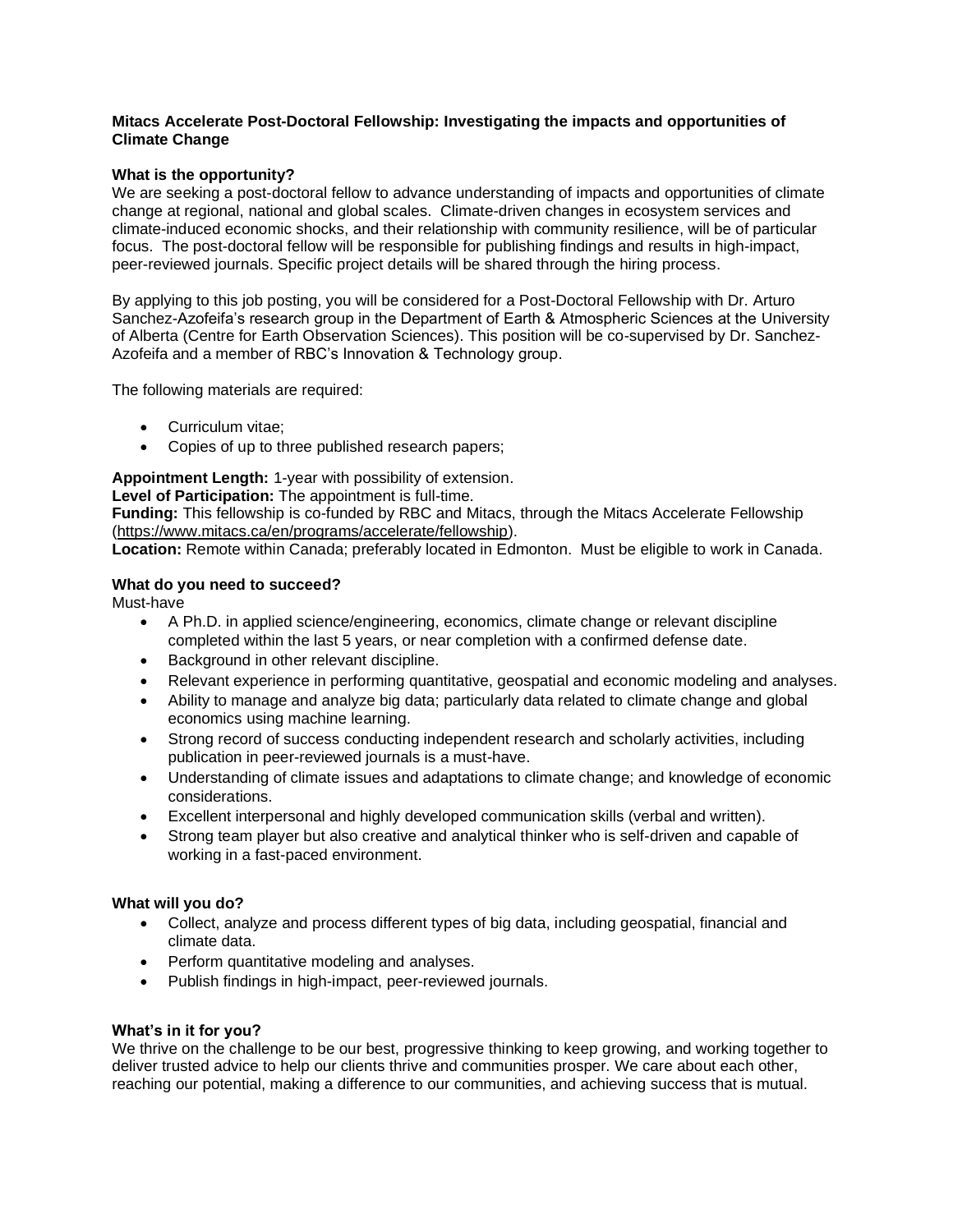**Mitacs Accelerate Post-Doctoral Fellowship: Investigating the impacts and opportunities of Climate Change**

**What is the opportunity?**

We are seeking a post-doctoral fellow to advance understanding of impacts and opportunities of climate change at regional, national and global scales. Climate-driven changes in ecosystem services and climate-induced economic shocks, and their relationship with community resilience, will be of particular focus. The post-doctoral fellow will be responsible for publishing findings and results in high-impact, peer-reviewed journals. Specific project details will be shared through the hiring process.

By applying to this job posting, you will be considered for a Post-Doctoral Fellowship with Dr. Arturo Sanchez-Azofeifa's research group in the Department of Earth & Atmospheric Sciences at the University of Alberta (Centre for Earth Observation Sciences). This position will be co-supervised by Dr. Sanchez-Azofeifa and a member of RBC's Innovation & Technology group.

The following materials are required:

- Curriculum vitae;
- Copies of up to three published research papers;

**Appointment Length:** 1-year with possibility of extension.
**Level of Participation:** The appointment is full-time.
**Funding:** This fellowship is co-funded by RBC and Mitacs, through the Mitacs Accelerate Fellowship (https://www.mitacs.ca/en/programs/accelerate/fellowship).
**Location:** Remote within Canada; preferably located in Edmonton. Must be eligible to work in Canada.

**What do you need to succeed?**

Must-have

- A Ph.D. in applied science/engineering, economics, climate change or relevant discipline completed within the last 5 years, or near completion with a confirmed defense date.
- Background in other relevant discipline.
- Relevant experience in performing quantitative, geospatial and economic modeling and analyses.
- Ability to manage and analyze big data; particularly data related to climate change and global economics using machine learning.
- Strong record of success conducting independent research and scholarly activities, including publication in peer-reviewed journals is a must-have.
- Understanding of climate issues and adaptations to climate change; and knowledge of economic considerations.
- Excellent interpersonal and highly developed communication skills (verbal and written).
- Strong team player but also creative and analytical thinker who is self-driven and capable of working in a fast-paced environment.

**What will you do?**

- Collect, analyze and process different types of big data, including geospatial, financial and climate data.
- Perform quantitative modeling and analyses.
- Publish findings in high-impact, peer-reviewed journals.

**What's in it for you?**

We thrive on the challenge to be our best, progressive thinking to keep growing, and working together to deliver trusted advice to help our clients thrive and communities prosper. We care about each other, reaching our potential, making a difference to our communities, and achieving success that is mutual.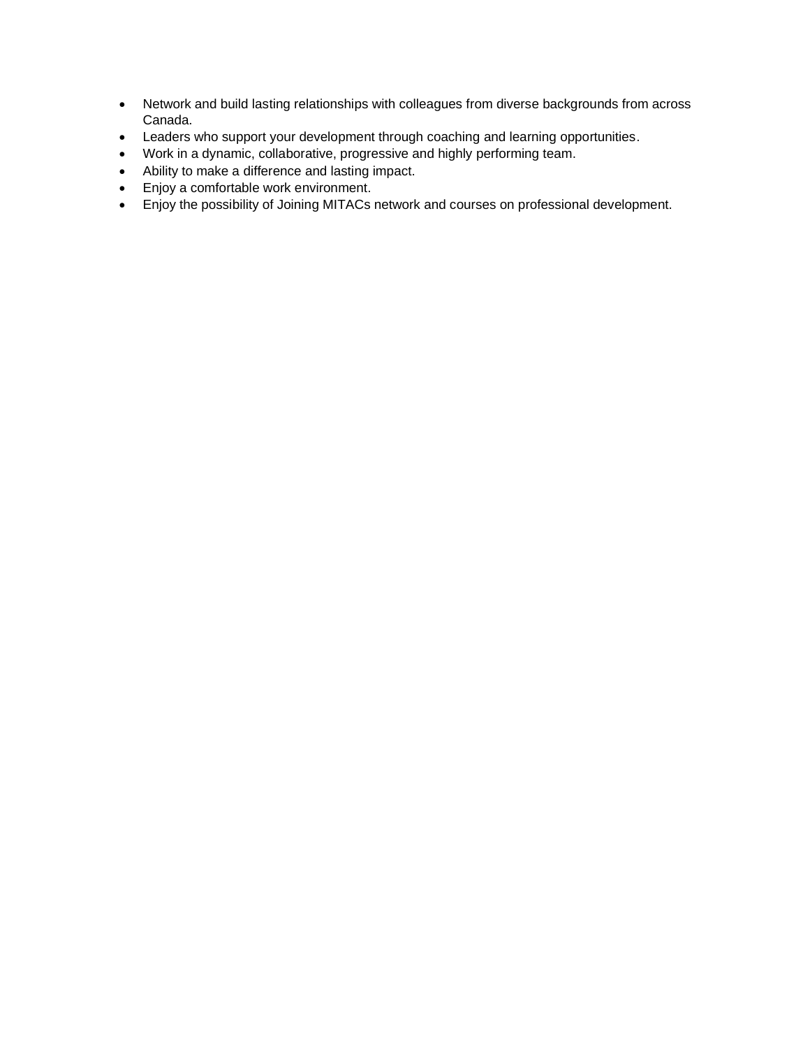- Network and build lasting relationships with colleagues from diverse backgrounds from across Canada.
- Leaders who support your development through coaching and learning opportunities.
- Work in a dynamic, collaborative, progressive and highly performing team.
- Ability to make a difference and lasting impact.
- Enjoy a comfortable work environment.
- Enjoy the possibility of Joining MITACs network and courses on professional development.